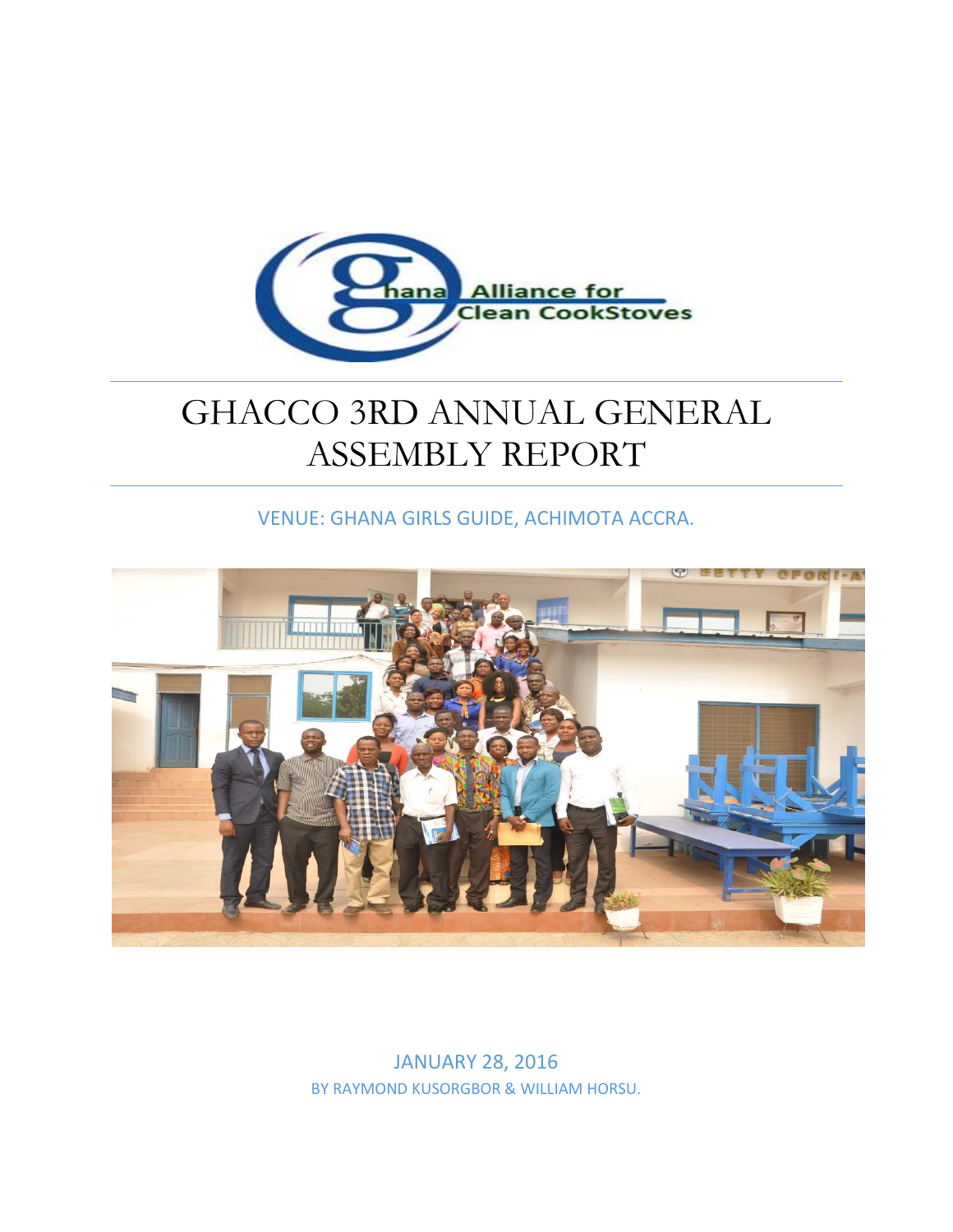# GHACCO 3RD ANNUAL GENERAL ASSEMBLY REPORT

VENUE: GHANA GIRLS GUIDE, ACHIMOTA ACCRA.

JANUARY 28, 2016

BY RAYMOND KUSORGBOR & WILLIAM HORSU.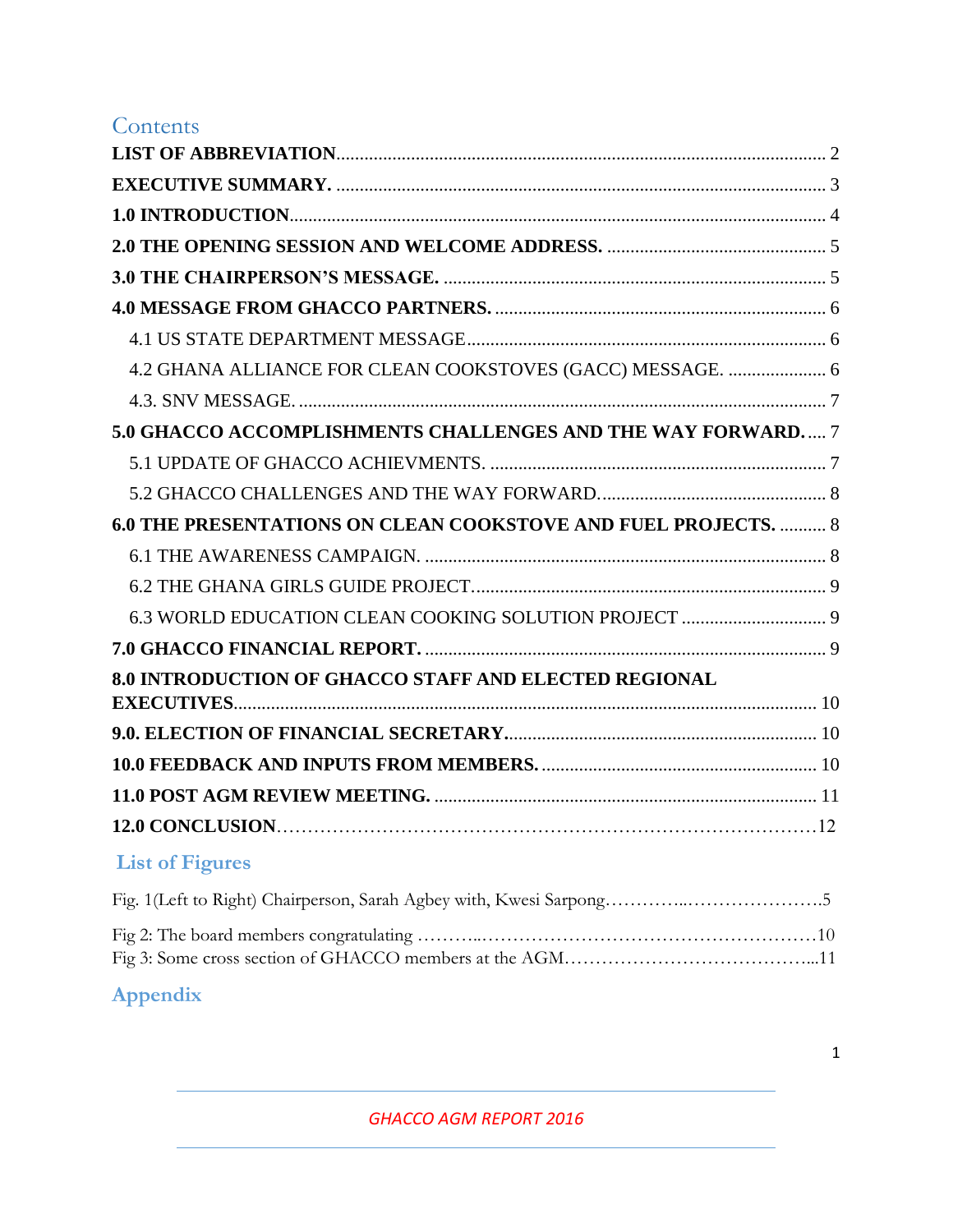# Contents

**LIST OF ABBREVIATION** ........ 2

**EXECUTIVE SUMMARY.** ........ 3

**1.0 INTRODUCTION** ........ 4

**2.0 THE OPENING SESSION AND WELCOME ADDRESS.** ........ 5

**3.0 THE CHAIRPERSON'S MESSAGE.** ........ 5

**4.0 MESSAGE FROM GHACCO PARTNERS.** ........ 6

- 4.1 US STATE DEPARTMENT MESSAGE ........ 6
- 4.2 GHANA ALLIANCE FOR CLEAN COOKSTOVES (GACC) MESSAGE. ........ 6
- 4.3. SNV MESSAGE. ........ 7

**5.0 GHACCO ACCOMPLISHMENTS CHALLENGES AND THE WAY FORWARD.** ........ 7

- 5.1 UPDATE OF GHACCO ACHIEVMENTS. ........ 7
- 5.2 GHACCO CHALLENGES AND THE WAY FORWARD. ........ 8

**6.0 THE PRESENTATIONS ON CLEAN COOKSTOVE AND FUEL PROJECTS.** ........ 8

- 6.1 THE AWARENESS CAMPAIGN. ........ 8
- 6.2 THE GHANA GIRLS GUIDE PROJECT. ........ 9
- 6.3 WORLD EDUCATION CLEAN COOKING SOLUTION PROJECT ........ 9

**7.0 GHACCO FINANCIAL REPORT.** ........ 9

**8.0 INTRODUCTION OF GHACCO STAFF AND ELECTED REGIONAL EXECUTIVES** ........ 10

**9.0. ELECTION OF FINANCIAL SECRETARY.** ........ 10

**10.0 FEEDBACK AND INPUTS FROM MEMBERS.** ........ 10

**11.0 POST AGM REVIEW MEETING.** ........ 11

**12.0 CONCLUSION** ........ 12

## List of Figures

Fig. 1(Left to Right) Chairperson, Sarah Agbey with, Kwesi Sarpong ........ 5

Fig 2: The board members congratulating ........ 10

Fig 3: Some cross section of GHACCO members at the AGM ........ 11

## Appendix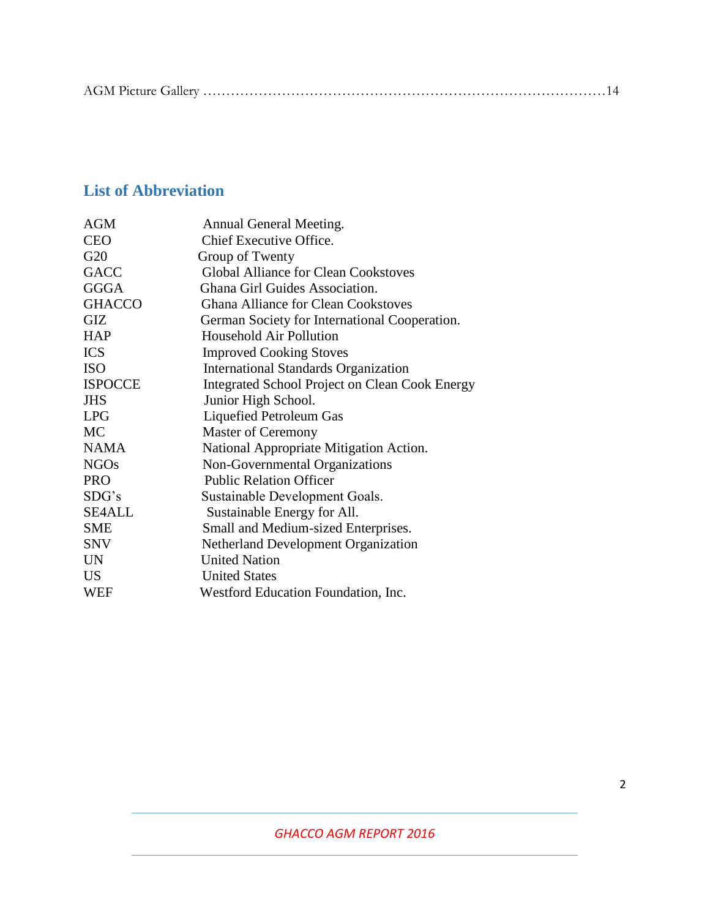AGM Picture Gallery ..............................................................................14

## List of Abbreviation

| | |
|---|---|
| AGM | Annual General Meeting. |
| CEO | Chief Executive Office. |
| G20 | Group of Twenty |
| GACC | Global Alliance for Clean Cookstoves |
| GGGA | Ghana Girl Guides Association. |
| GHACCO | Ghana Alliance for Clean Cookstoves |
| GIZ | German Society for International Cooperation. |
| HAP | Household Air Pollution |
| ICS | Improved Cooking Stoves |
| ISO | International Standards Organization |
| ISPOCCE | Integrated School Project on Clean Cook Energy |
| JHS | Junior High School. |
| LPG | Liquefied Petroleum Gas |
| MC | Master of Ceremony |
| NAMA | National Appropriate Mitigation Action. |
| NGOs | Non-Governmental Organizations |
| PRO | Public Relation Officer |
| SDG's | Sustainable Development Goals. |
| SE4ALL | Sustainable Energy for All. |
| SME | Small and Medium-sized Enterprises. |
| SNV | Netherland Development Organization |
| UN | United Nation |
| US | United States |
| WEF | Westford Education Foundation, Inc. |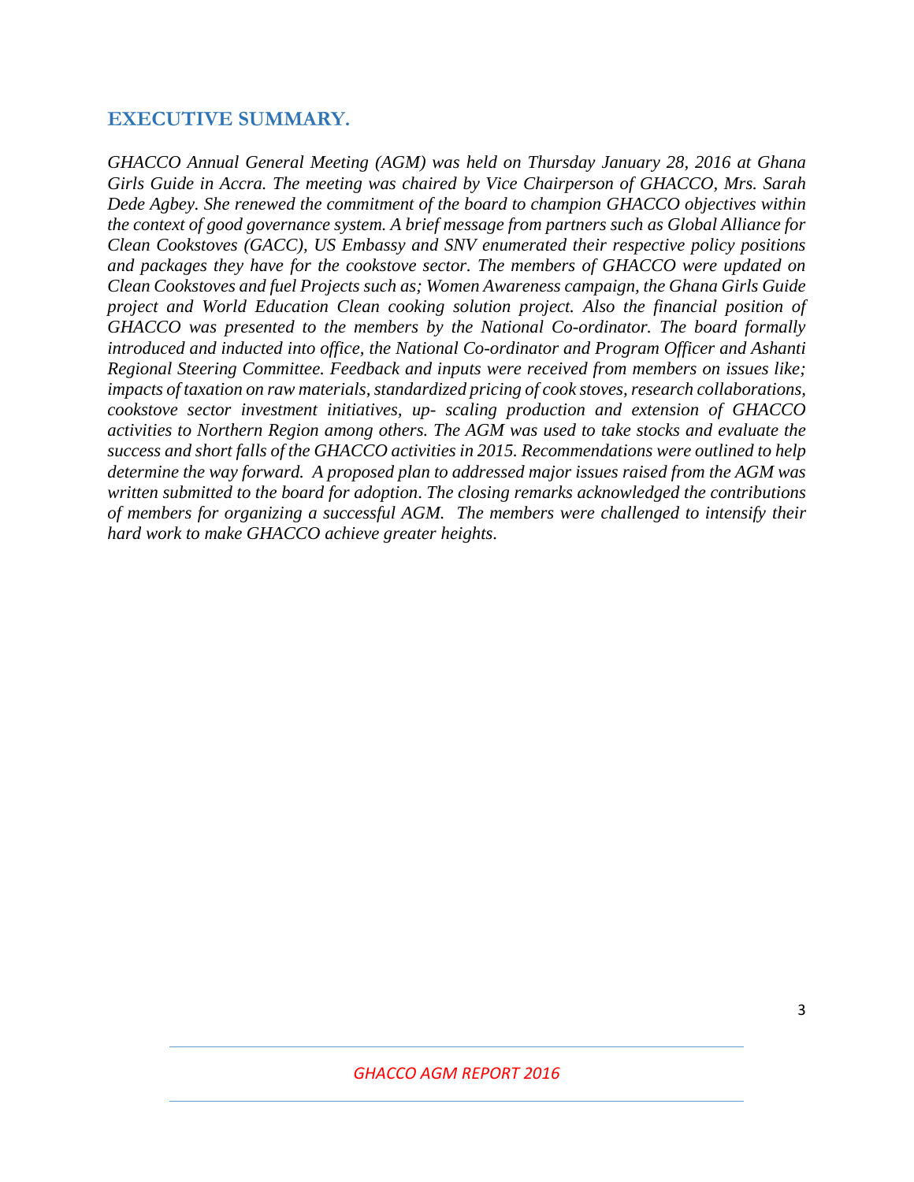## EXECUTIVE SUMMARY.

*GHACCO Annual General Meeting (AGM) was held on Thursday January 28, 2016 at Ghana Girls Guide in Accra. The meeting was chaired by Vice Chairperson of GHACCO, Mrs. Sarah Dede Agbey. She renewed the commitment of the board to champion GHACCO objectives within the context of good governance system. A brief message from partners such as Global Alliance for Clean Cookstoves (GACC), US Embassy and SNV enumerated their respective policy positions and packages they have for the cookstove sector. The members of GHACCO were updated on Clean Cookstoves and fuel Projects such as; Women Awareness campaign, the Ghana Girls Guide project and World Education Clean cooking solution project. Also the financial position of GHACCO was presented to the members by the National Co-ordinator. The board formally introduced and inducted into office, the National Co-ordinator and Program Officer and Ashanti Regional Steering Committee. Feedback and inputs were received from members on issues like; impacts of taxation on raw materials, standardized pricing of cook stoves, research collaborations, cookstove sector investment initiatives, up- scaling production and extension of GHACCO activities to Northern Region among others. The AGM was used to take stocks and evaluate the success and short falls of the GHACCO activities in 2015. Recommendations were outlined to help determine the way forward. A proposed plan to addressed major issues raised from the AGM was written submitted to the board for adoption. The closing remarks acknowledged the contributions of members for organizing a successful AGM. The members were challenged to intensify their hard work to make GHACCO achieve greater heights.*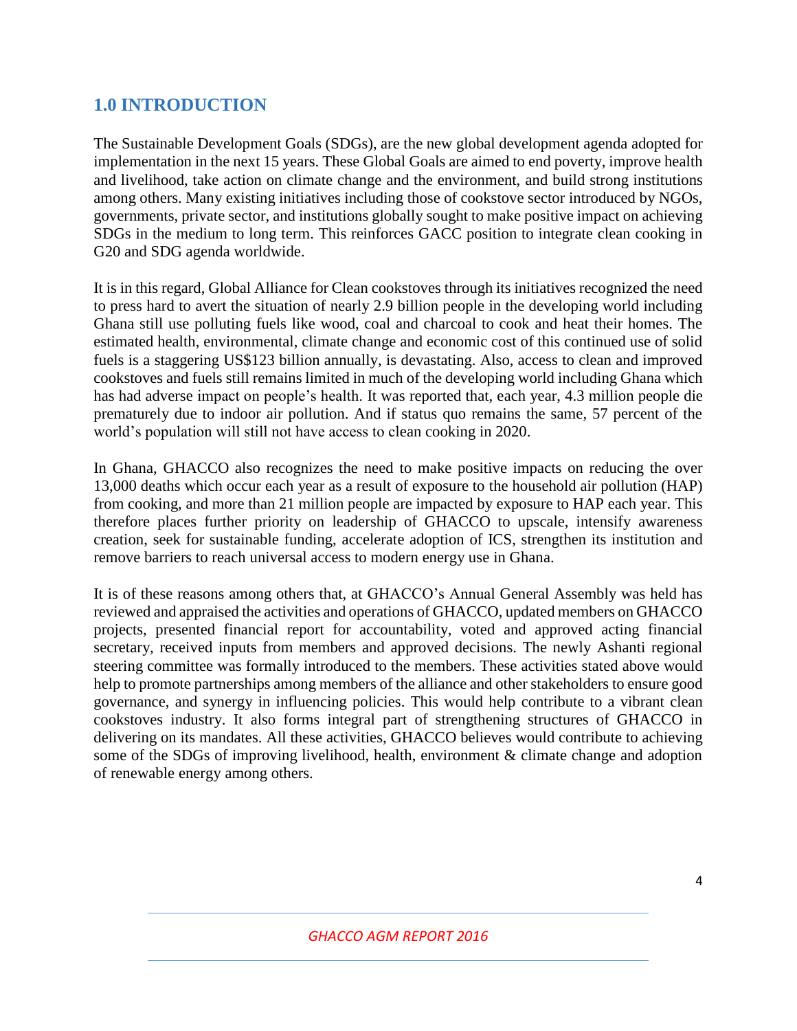## 1.0 INTRODUCTION

The Sustainable Development Goals (SDGs), are the new global development agenda adopted for implementation in the next 15 years. These Global Goals are aimed to end poverty, improve health and livelihood, take action on climate change and the environment, and build strong institutions among others. Many existing initiatives including those of cookstove sector introduced by NGOs, governments, private sector, and institutions globally sought to make positive impact on achieving SDGs in the medium to long term. This reinforces GACC position to integrate clean cooking in G20 and SDG agenda worldwide.

It is in this regard, Global Alliance for Clean cookstoves through its initiatives recognized the need to press hard to avert the situation of nearly 2.9 billion people in the developing world including Ghana still use polluting fuels like wood, coal and charcoal to cook and heat their homes. The estimated health, environmental, climate change and economic cost of this continued use of solid fuels is a staggering US$123 billion annually, is devastating. Also, access to clean and improved cookstoves and fuels still remains limited in much of the developing world including Ghana which has had adverse impact on people's health. It was reported that, each year, 4.3 million people die prematurely due to indoor air pollution. And if status quo remains the same, 57 percent of the world's population will still not have access to clean cooking in 2020.

In Ghana, GHACCO also recognizes the need to make positive impacts on reducing the over 13,000 deaths which occur each year as a result of exposure to the household air pollution (HAP) from cooking, and more than 21 million people are impacted by exposure to HAP each year. This therefore places further priority on leadership of GHACCO to upscale, intensify awareness creation, seek for sustainable funding, accelerate adoption of ICS, strengthen its institution and remove barriers to reach universal access to modern energy use in Ghana.

It is of these reasons among others that, at GHACCO's Annual General Assembly was held has reviewed and appraised the activities and operations of GHACCO, updated members on GHACCO projects, presented financial report for accountability, voted and approved acting financial secretary, received inputs from members and approved decisions. The newly Ashanti regional steering committee was formally introduced to the members. These activities stated above would help to promote partnerships among members of the alliance and other stakeholders to ensure good governance, and synergy in influencing policies. This would help contribute to a vibrant clean cookstoves industry. It also forms integral part of strengthening structures of GHACCO in delivering on its mandates. All these activities, GHACCO believes would contribute to achieving some of the SDGs of improving livelihood, health, environment & climate change and adoption of renewable energy among others.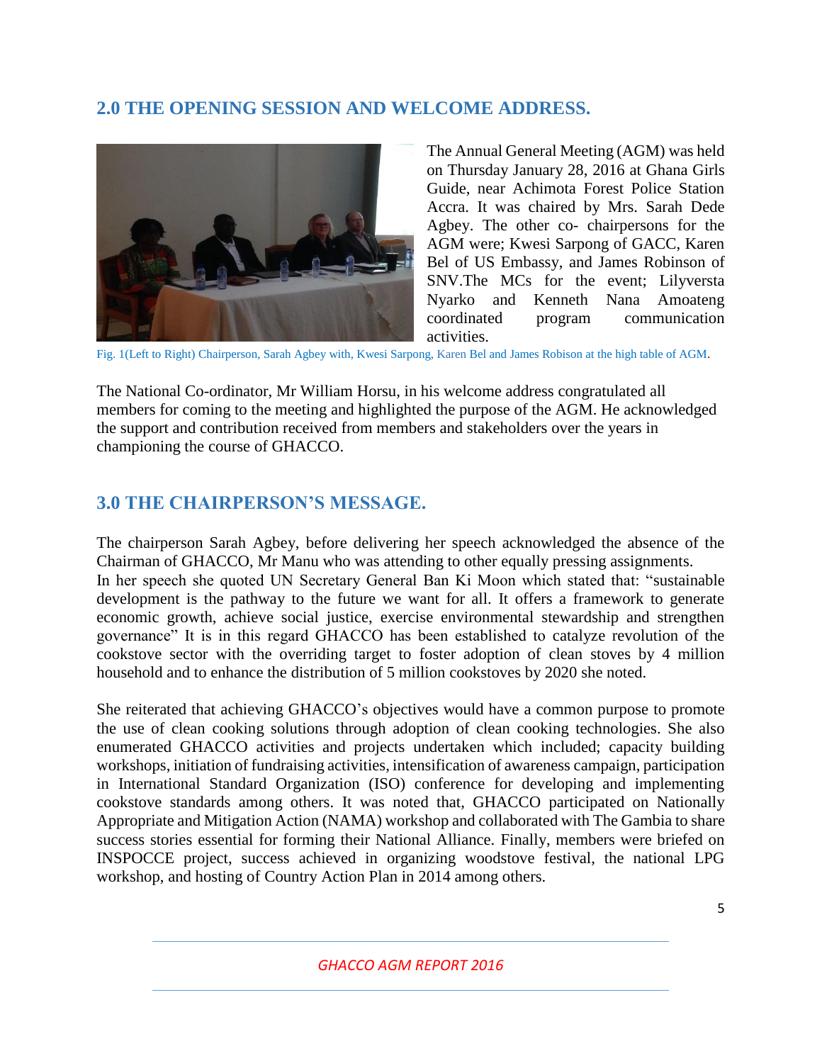## 2.0 THE OPENING SESSION AND WELCOME ADDRESS.

The Annual General Meeting (AGM) was held on Thursday January 28, 2016 at Ghana Girls Guide, near Achimota Forest Police Station Accra. It was chaired by Mrs. Sarah Dede Agbey. The other co- chairpersons for the AGM were; Kwesi Sarpong of GACC, Karen Bel of US Embassy, and James Robinson of SNV.The MCs for the event; Lilyversta Nyarko and Kenneth Nana Amoateng coordinated program communication activities.

Fig. 1(Left to Right) Chairperson, Sarah Agbey with, Kwesi Sarpong, Karen Bel and James Robison at the high table of AGM.

The National Co-ordinator, Mr William Horsu, in his welcome address congratulated all members for coming to the meeting and highlighted the purpose of the AGM. He acknowledged the support and contribution received from members and stakeholders over the years in championing the course of GHACCO.

## 3.0 THE CHAIRPERSON'S MESSAGE.

The chairperson Sarah Agbey, before delivering her speech acknowledged the absence of the Chairman of GHACCO, Mr Manu who was attending to other equally pressing assignments.
In her speech she quoted UN Secretary General Ban Ki Moon which stated that: "sustainable development is the pathway to the future we want for all. It offers a framework to generate economic growth, achieve social justice, exercise environmental stewardship and strengthen governance" It is in this regard GHACCO has been established to catalyze revolution of the cookstove sector with the overriding target to foster adoption of clean stoves by 4 million household and to enhance the distribution of 5 million cookstoves by 2020 she noted.

She reiterated that achieving GHACCO's objectives would have a common purpose to promote the use of clean cooking solutions through adoption of clean cooking technologies. She also enumerated GHACCO activities and projects undertaken which included; capacity building workshops, initiation of fundraising activities, intensification of awareness campaign, participation in International Standard Organization (ISO) conference for developing and implementing cookstove standards among others. It was noted that, GHACCO participated on Nationally Appropriate and Mitigation Action (NAMA) workshop and collaborated with The Gambia to share success stories essential for forming their National Alliance. Finally, members were briefed on INSPOCCE project, success achieved in organizing woodstove festival, the national LPG workshop, and hosting of Country Action Plan in 2014 among others.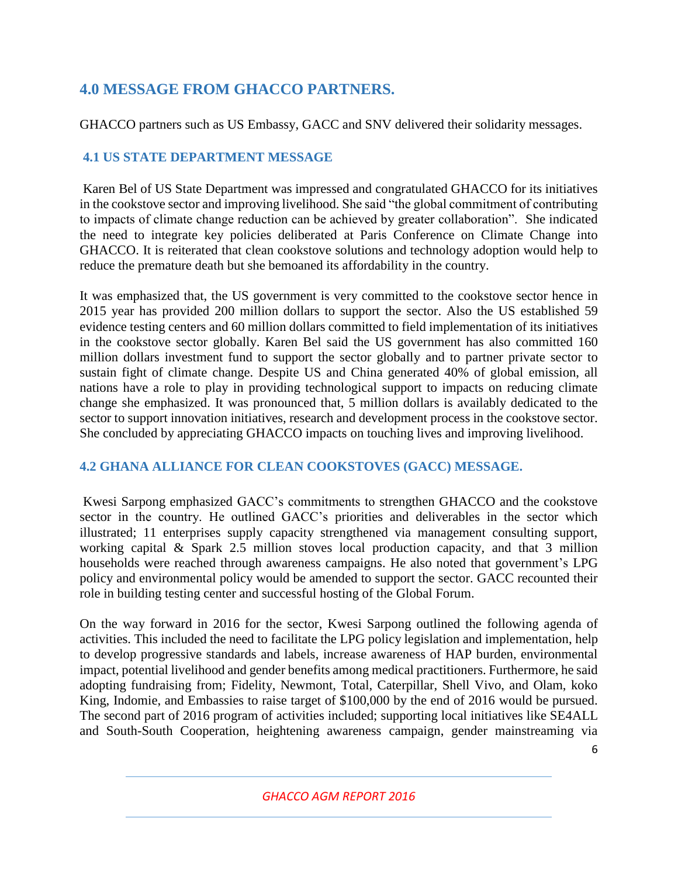## 4.0 MESSAGE FROM GHACCO PARTNERS.

GHACCO partners such as US Embassy, GACC and SNV delivered their solidarity messages.

### 4.1 US STATE DEPARTMENT MESSAGE

Karen Bel of US State Department was impressed and congratulated GHACCO for its initiatives in the cookstove sector and improving livelihood. She said "the global commitment of contributing to impacts of climate change reduction can be achieved by greater collaboration". She indicated the need to integrate key policies deliberated at Paris Conference on Climate Change into GHACCO. It is reiterated that clean cookstove solutions and technology adoption would help to reduce the premature death but she bemoaned its affordability in the country.

It was emphasized that, the US government is very committed to the cookstove sector hence in 2015 year has provided 200 million dollars to support the sector. Also the US established 59 evidence testing centers and 60 million dollars committed to field implementation of its initiatives in the cookstove sector globally. Karen Bel said the US government has also committed 160 million dollars investment fund to support the sector globally and to partner private sector to sustain fight of climate change. Despite US and China generated 40% of global emission, all nations have a role to play in providing technological support to impacts on reducing climate change she emphasized. It was pronounced that, 5 million dollars is availably dedicated to the sector to support innovation initiatives, research and development process in the cookstove sector. She concluded by appreciating GHACCO impacts on touching lives and improving livelihood.

### 4.2 GHANA ALLIANCE FOR CLEAN COOKSTOVES (GACC) MESSAGE.

Kwesi Sarpong emphasized GACC's commitments to strengthen GHACCO and the cookstove sector in the country. He outlined GACC's priorities and deliverables in the sector which illustrated; 11 enterprises supply capacity strengthened via management consulting support, working capital & Spark 2.5 million stoves local production capacity, and that 3 million households were reached through awareness campaigns. He also noted that government's LPG policy and environmental policy would be amended to support the sector. GACC recounted their role in building testing center and successful hosting of the Global Forum.

On the way forward in 2016 for the sector, Kwesi Sarpong outlined the following agenda of activities. This included the need to facilitate the LPG policy legislation and implementation, help to develop progressive standards and labels, increase awareness of HAP burden, environmental impact, potential livelihood and gender benefits among medical practitioners. Furthermore, he said adopting fundraising from; Fidelity, Newmont, Total, Caterpillar, Shell Vivo, and Olam, koko King, Indomie, and Embassies to raise target of $100,000 by the end of 2016 would be pursued. The second part of 2016 program of activities included; supporting local initiatives like SE4ALL and South-South Cooperation, heightening awareness campaign, gender mainstreaming via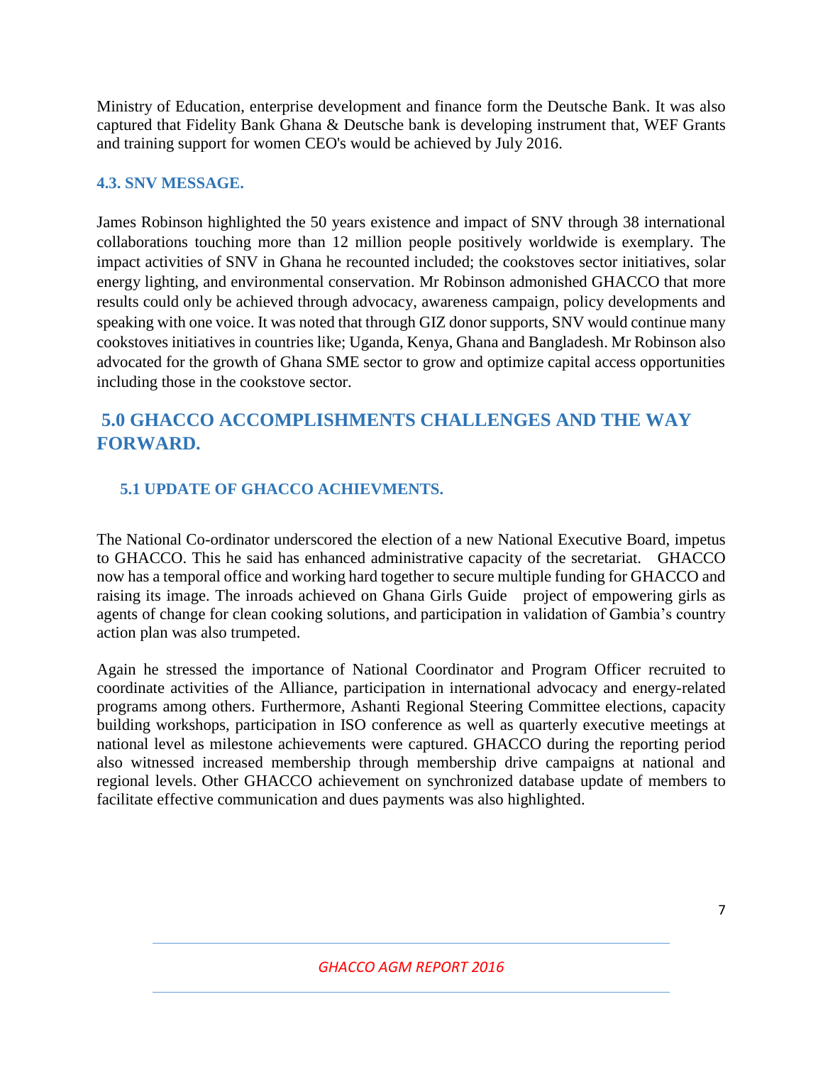Ministry of Education, enterprise development and finance form the Deutsche Bank. It was also captured that Fidelity Bank Ghana & Deutsche bank is developing instrument that, WEF Grants and training support for women CEO's would be achieved by July 2016.

### 4.3. SNV MESSAGE.

James Robinson highlighted the 50 years existence and impact of SNV through 38 international collaborations touching more than 12 million people positively worldwide is exemplary. The impact activities of SNV in Ghana he recounted included; the cookstoves sector initiatives, solar energy lighting, and environmental conservation. Mr Robinson admonished GHACCO that more results could only be achieved through advocacy, awareness campaign, policy developments and speaking with one voice. It was noted that through GIZ donor supports, SNV would continue many cookstoves initiatives in countries like; Uganda, Kenya, Ghana and Bangladesh. Mr Robinson also advocated for the growth of Ghana SME sector to grow and optimize capital access opportunities including those in the cookstove sector.

## 5.0 GHACCO ACCOMPLISHMENTS CHALLENGES AND THE WAY FORWARD.

### 5.1 UPDATE OF GHACCO ACHIEVMENTS.

The National Co-ordinator underscored the election of a new National Executive Board, impetus to GHACCO. This he said has enhanced administrative capacity of the secretariat. GHACCO now has a temporal office and working hard together to secure multiple funding for GHACCO and raising its image. The inroads achieved on Ghana Girls Guide project of empowering girls as agents of change for clean cooking solutions, and participation in validation of Gambia's country action plan was also trumpeted.

Again he stressed the importance of National Coordinator and Program Officer recruited to coordinate activities of the Alliance, participation in international advocacy and energy-related programs among others. Furthermore, Ashanti Regional Steering Committee elections, capacity building workshops, participation in ISO conference as well as quarterly executive meetings at national level as milestone achievements were captured. GHACCO during the reporting period also witnessed increased membership through membership drive campaigns at national and regional levels. Other GHACCO achievement on synchronized database update of members to facilitate effective communication and dues payments was also highlighted.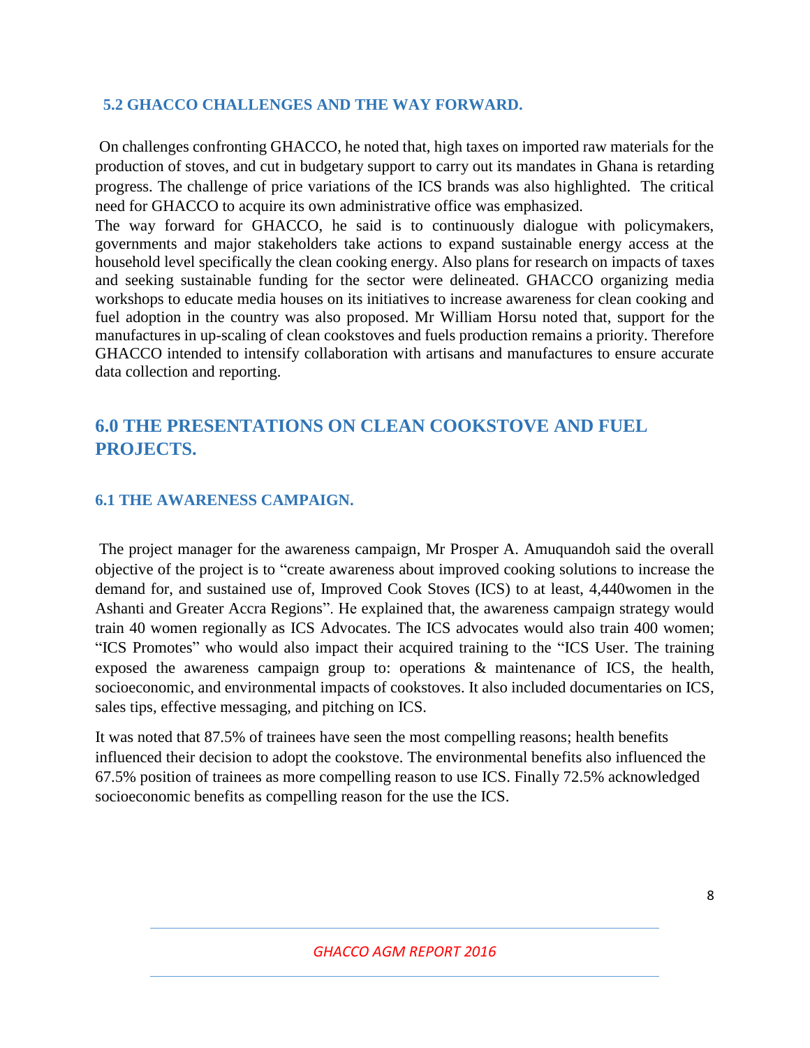### 5.2 GHACCO CHALLENGES AND THE WAY FORWARD.

On challenges confronting GHACCO, he noted that, high taxes on imported raw materials for the production of stoves, and cut in budgetary support to carry out its mandates in Ghana is retarding progress. The challenge of price variations of the ICS brands was also highlighted. The critical need for GHACCO to acquire its own administrative office was emphasized.

The way forward for GHACCO, he said is to continuously dialogue with policymakers, governments and major stakeholders take actions to expand sustainable energy access at the household level specifically the clean cooking energy. Also plans for research on impacts of taxes and seeking sustainable funding for the sector were delineated. GHACCO organizing media workshops to educate media houses on its initiatives to increase awareness for clean cooking and fuel adoption in the country was also proposed. Mr William Horsu noted that, support for the manufactures in up-scaling of clean cookstoves and fuels production remains a priority. Therefore GHACCO intended to intensify collaboration with artisans and manufactures to ensure accurate data collection and reporting.

## 6.0 THE PRESENTATIONS ON CLEAN COOKSTOVE AND FUEL PROJECTS.

### 6.1 THE AWARENESS CAMPAIGN.

The project manager for the awareness campaign, Mr Prosper A. Amuquandoh said the overall objective of the project is to "create awareness about improved cooking solutions to increase the demand for, and sustained use of, Improved Cook Stoves (ICS) to at least, 4,440women in the Ashanti and Greater Accra Regions". He explained that, the awareness campaign strategy would train 40 women regionally as ICS Advocates. The ICS advocates would also train 400 women; "ICS Promotes" who would also impact their acquired training to the "ICS User. The training exposed the awareness campaign group to: operations & maintenance of ICS, the health, socioeconomic, and environmental impacts of cookstoves. It also included documentaries on ICS, sales tips, effective messaging, and pitching on ICS.

It was noted that 87.5% of trainees have seen the most compelling reasons; health benefits influenced their decision to adopt the cookstove. The environmental benefits also influenced the 67.5% position of trainees as more compelling reason to use ICS. Finally 72.5% acknowledged socioeconomic benefits as compelling reason for the use the ICS.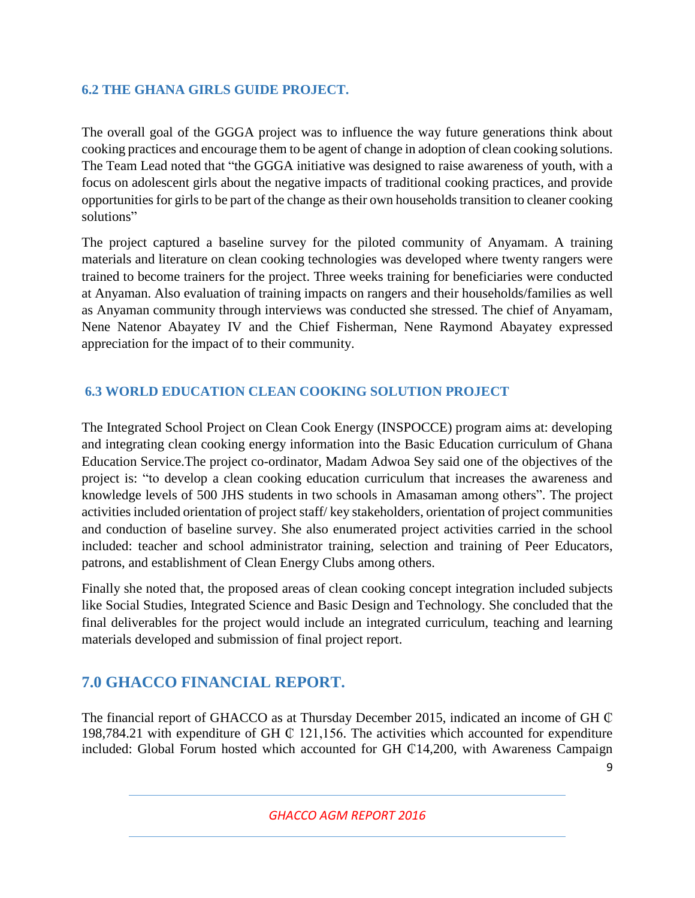### 6.2 THE GHANA GIRLS GUIDE PROJECT.

The overall goal of the GGGA project was to influence the way future generations think about cooking practices and encourage them to be agent of change in adoption of clean cooking solutions. The Team Lead noted that "the GGGA initiative was designed to raise awareness of youth, with a focus on adolescent girls about the negative impacts of traditional cooking practices, and provide opportunities for girls to be part of the change as their own households transition to cleaner cooking solutions"

The project captured a baseline survey for the piloted community of Anyamam. A training materials and literature on clean cooking technologies was developed where twenty rangers were trained to become trainers for the project. Three weeks training for beneficiaries were conducted at Anyaman. Also evaluation of training impacts on rangers and their households/families as well as Anyaman community through interviews was conducted she stressed. The chief of Anyamam, Nene Natenor Abayatey IV and the Chief Fisherman, Nene Raymond Abayatey expressed appreciation for the impact of to their community.

### 6.3 WORLD EDUCATION CLEAN COOKING SOLUTION PROJECT

The Integrated School Project on Clean Cook Energy (INSPOCCE) program aims at: developing and integrating clean cooking energy information into the Basic Education curriculum of Ghana Education Service.The project co-ordinator, Madam Adwoa Sey said one of the objectives of the project is: "to develop a clean cooking education curriculum that increases the awareness and knowledge levels of 500 JHS students in two schools in Amasaman among others". The project activities included orientation of project staff/ key stakeholders, orientation of project communities and conduction of baseline survey. She also enumerated project activities carried in the school included: teacher and school administrator training, selection and training of Peer Educators, patrons, and establishment of Clean Energy Clubs among others.

Finally she noted that, the proposed areas of clean cooking concept integration included subjects like Social Studies, Integrated Science and Basic Design and Technology. She concluded that the final deliverables for the project would include an integrated curriculum, teaching and learning materials developed and submission of final project report.

## 7.0 GHACCO FINANCIAL REPORT.

The financial report of GHACCO as at Thursday December 2015, indicated an income of GH ₵ 198,784.21 with expenditure of GH ₵ 121,156. The activities which accounted for expenditure included: Global Forum hosted which accounted for GH ₵14,200, with Awareness Campaign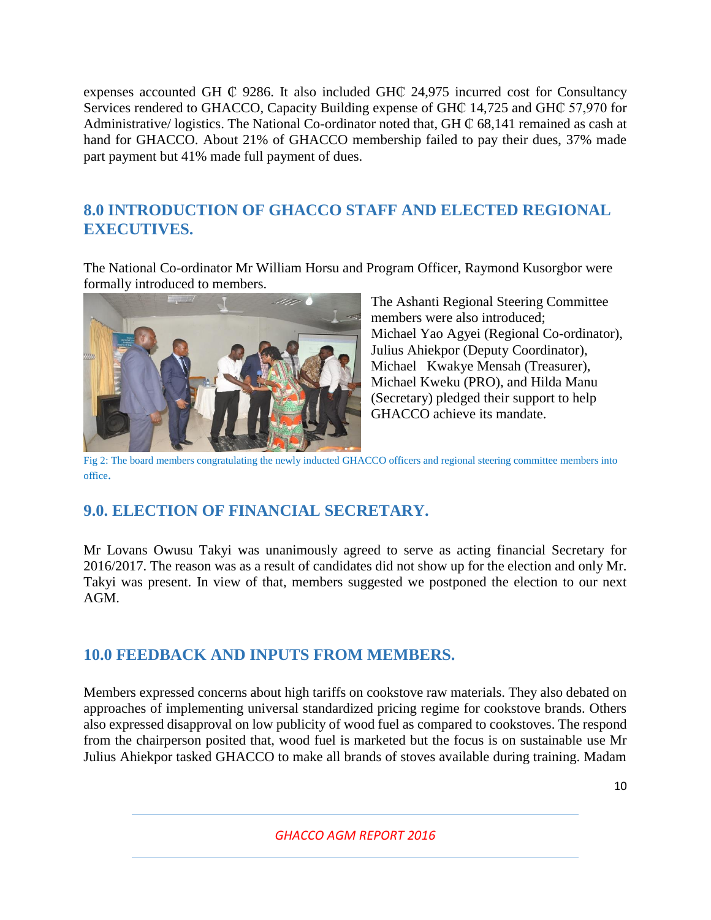expenses accounted GH ₵ 9286. It also included GH₵ 24,975 incurred cost for Consultancy Services rendered to GHACCO, Capacity Building expense of GH₵ 14,725 and GH₵ 57,970 for Administrative/ logistics. The National Co-ordinator noted that, GH ₵ 68,141 remained as cash at hand for GHACCO. About 21% of GHACCO membership failed to pay their dues, 37% made part payment but 41% made full payment of dues.

## 8.0 INTRODUCTION OF GHACCO STAFF AND ELECTED REGIONAL EXECUTIVES.

The National Co-ordinator Mr William Horsu and Program Officer, Raymond Kusorgbor were formally introduced to members.

The Ashanti Regional Steering Committee members were also introduced; Michael Yao Agyei (Regional Co-ordinator), Julius Ahiekpor (Deputy Coordinator), Michael Kwakye Mensah (Treasurer), Michael Kweku (PRO), and Hilda Manu (Secretary) pledged their support to help GHACCO achieve its mandate.

Fig 2: The board members congratulating the newly inducted GHACCO officers and regional steering committee members into office.

## 9.0. ELECTION OF FINANCIAL SECRETARY.

Mr Lovans Owusu Takyi was unanimously agreed to serve as acting financial Secretary for 2016/2017. The reason was as a result of candidates did not show up for the election and only Mr. Takyi was present. In view of that, members suggested we postponed the election to our next AGM.

## 10.0 FEEDBACK AND INPUTS FROM MEMBERS.

Members expressed concerns about high tariffs on cookstove raw materials. They also debated on approaches of implementing universal standardized pricing regime for cookstove brands. Others also expressed disapproval on low publicity of wood fuel as compared to cookstoves. The respond from the chairperson posited that, wood fuel is marketed but the focus is on sustainable use Mr Julius Ahiekpor tasked GHACCO to make all brands of stoves available during training. Madam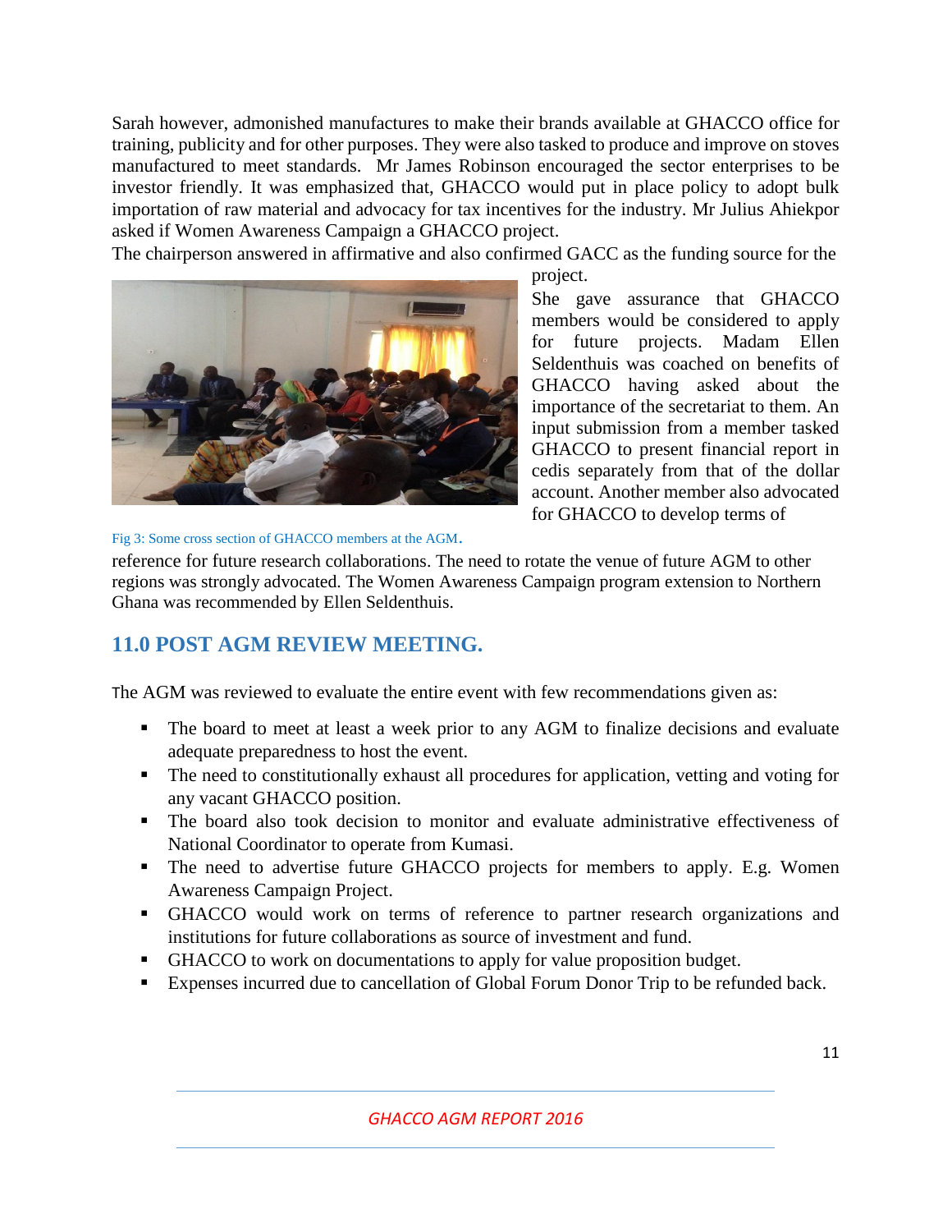Sarah however, admonished manufactures to make their brands available at GHACCO office for training, publicity and for other purposes. They were also tasked to produce and improve on stoves manufactured to meet standards. Mr James Robinson encouraged the sector enterprises to be investor friendly. It was emphasized that, GHACCO would put in place policy to adopt bulk importation of raw material and advocacy for tax incentives for the industry. Mr Julius Ahiekpor asked if Women Awareness Campaign a GHACCO project.

The chairperson answered in affirmative and also confirmed GACC as the funding source for the project.

She gave assurance that GHACCO members would be considered to apply for future projects. Madam Ellen Seldenthuis was coached on benefits of GHACCO having asked about the importance of the secretariat to them. An input submission from a member tasked GHACCO to present financial report in cedis separately from that of the dollar account. Another member also advocated for GHACCO to develop terms of reference for future research collaborations. The need to rotate the venue of future AGM to other regions was strongly advocated. The Women Awareness Campaign program extension to Northern Ghana was recommended by Ellen Seldenthuis.

Fig 3: Some cross section of GHACCO members at the AGM.

## 11.0 POST AGM REVIEW MEETING.

The AGM was reviewed to evaluate the entire event with few recommendations given as:

- The board to meet at least a week prior to any AGM to finalize decisions and evaluate adequate preparedness to host the event.
- The need to constitutionally exhaust all procedures for application, vetting and voting for any vacant GHACCO position.
- The board also took decision to monitor and evaluate administrative effectiveness of National Coordinator to operate from Kumasi.
- The need to advertise future GHACCO projects for members to apply. E.g. Women Awareness Campaign Project.
- GHACCO would work on terms of reference to partner research organizations and institutions for future collaborations as source of investment and fund.
- GHACCO to work on documentations to apply for value proposition budget.
- Expenses incurred due to cancellation of Global Forum Donor Trip to be refunded back.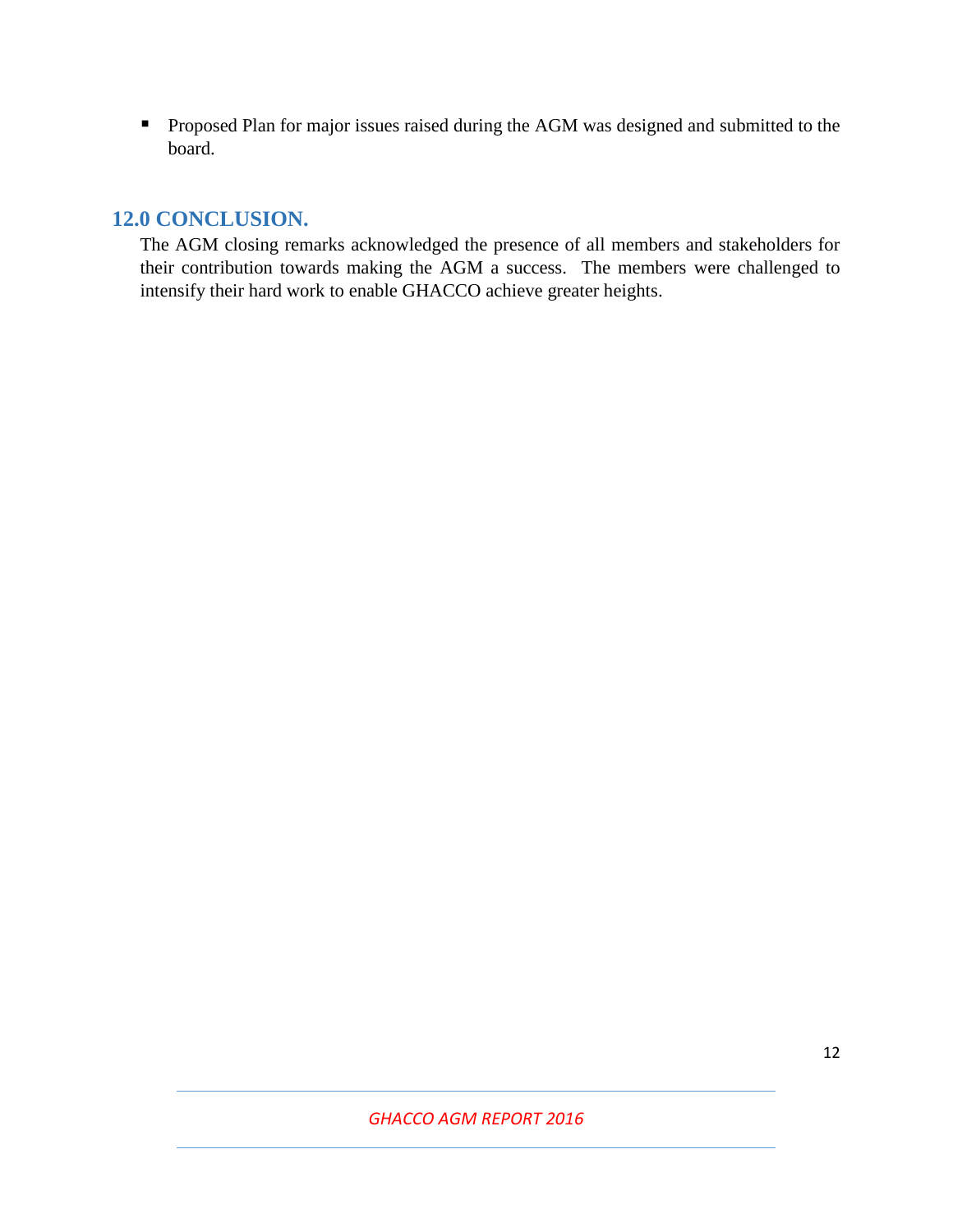- Proposed Plan for major issues raised during the AGM was designed and submitted to the board.

## 12.0 CONCLUSION.

The AGM closing remarks acknowledged the presence of all members and stakeholders for their contribution towards making the AGM a success. The members were challenged to intensify their hard work to enable GHACCO achieve greater heights.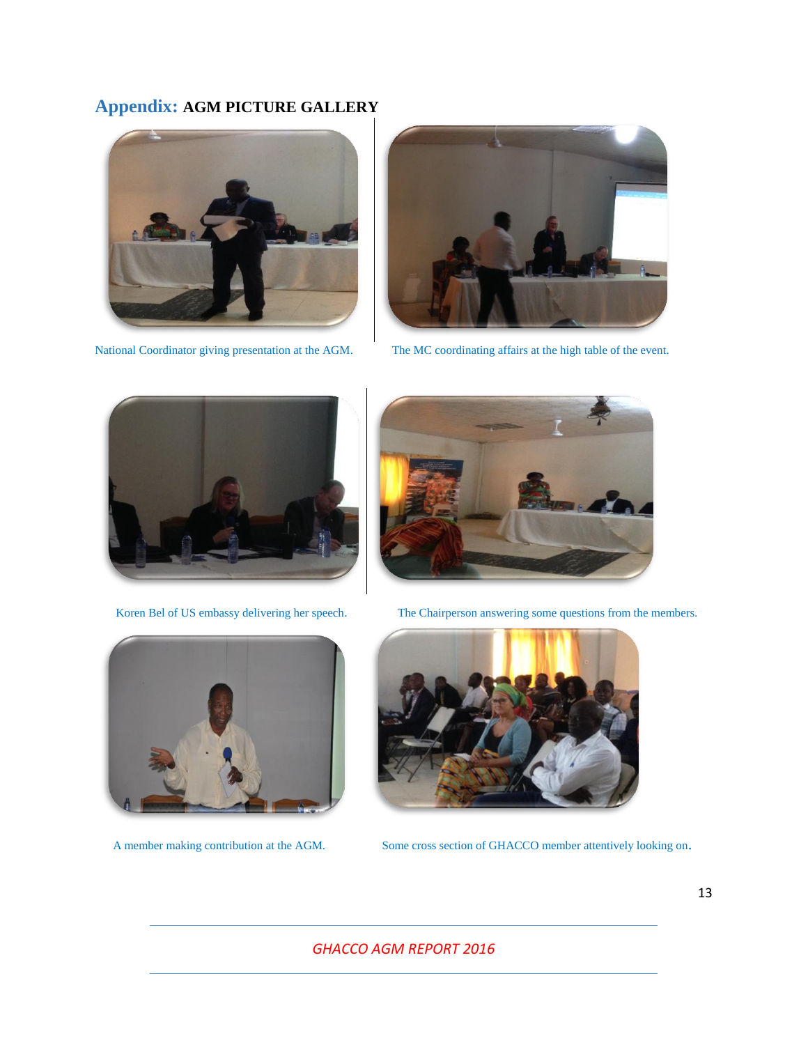## Appendix: AGM PICTURE GALLERY

National Coordinator giving presentation at the AGM.

The MC coordinating affairs at the high table of the event.

Koren Bel of US embassy delivering her speech.

The Chairperson answering some questions from the members.

A member making contribution at the AGM.

Some cross section of GHACCO member attentively looking on.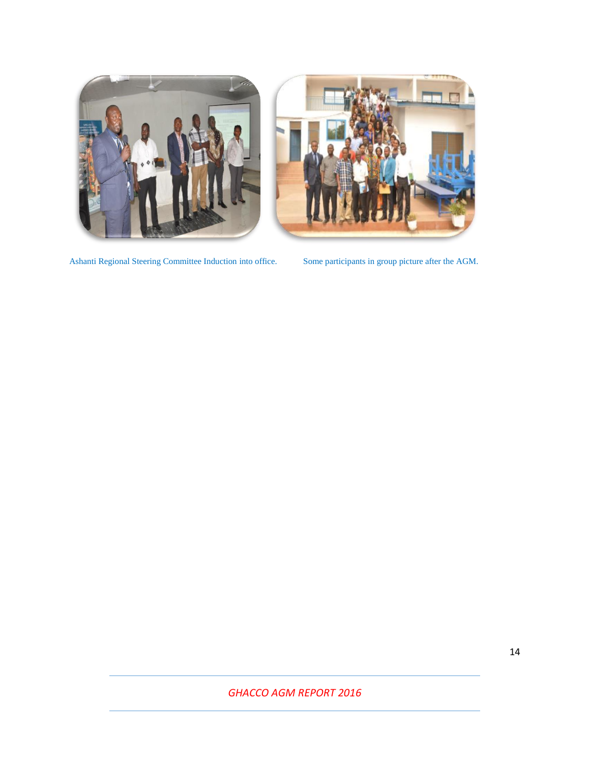Ashanti Regional Steering Committee Induction into office.

Some participants in group picture after the AGM.